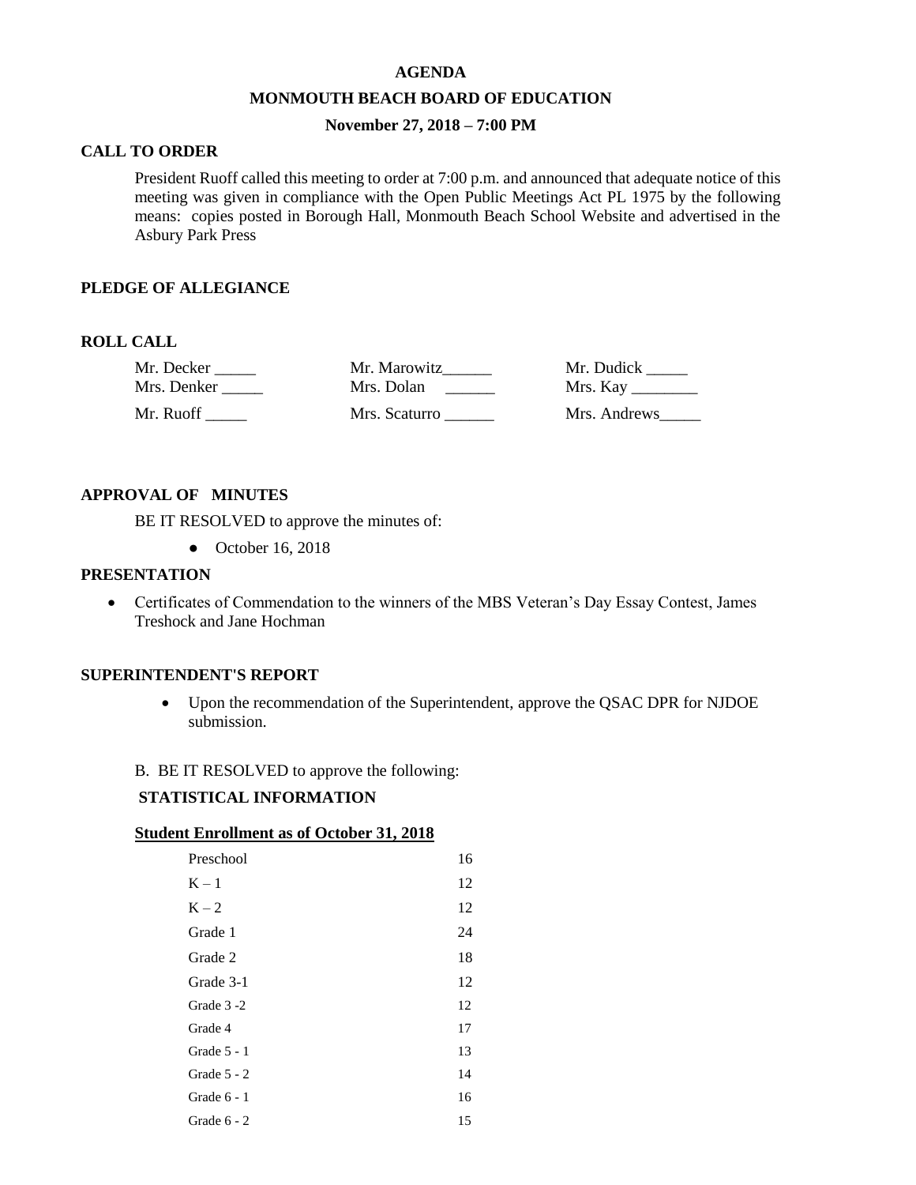**AGENDA**

**MONMOUTH BEACH BOARD OF EDUCATION**

**November 27, 2018 – 7:00 PM**

## CALL TO ORDER

President Ruoff called this meeting to order at 7:00 p.m. and announced that adequate notice of this meeting was given in compliance with the Open Public Meetings Act PL 1975 by the following means: copies posted in Borough Hall, Monmouth Beach School Website and advertised in the Asbury Park Press

## PLEDGE OF ALLEGIANCE

## ROLL CALL

| | | |
|---|---|---|
| Mr. Decker _____ | Mr. Marowitz______ | Mr. Dudick _____ |
| Mrs. Denker _____ | Mrs. Dolan ______ | Mrs. Kay ________ |
| Mr. Ruoff _____ | Mrs. Scaturro ______ | Mrs. Andrews_____ |

## APPROVAL OF MINUTES

BE IT RESOLVED to approve the minutes of:

- October 16, 2018

## PRESENTATION

- Certificates of Commendation to the winners of the MBS Veteran's Day Essay Contest, James Treshock and Jane Hochman

## SUPERINTENDENT'S REPORT

- Upon the recommendation of the Superintendent, approve the QSAC DPR for NJDOE submission.

B. BE IT RESOLVED to approve the following:

**STATISTICAL INFORMATION**

**Student Enrollment as of October 31, 2018**

| | |
|---|---|
| Preschool | 16 |
| K – 1 | 12 |
| K – 2 | 12 |
| Grade 1 | 24 |
| Grade 2 | 18 |
| Grade 3-1 | 12 |
| Grade 3 -2 | 12 |
| Grade 4 | 17 |
| Grade 5 - 1 | 13 |
| Grade 5 - 2 | 14 |
| Grade 6 - 1 | 16 |
| Grade 6 - 2 | 15 |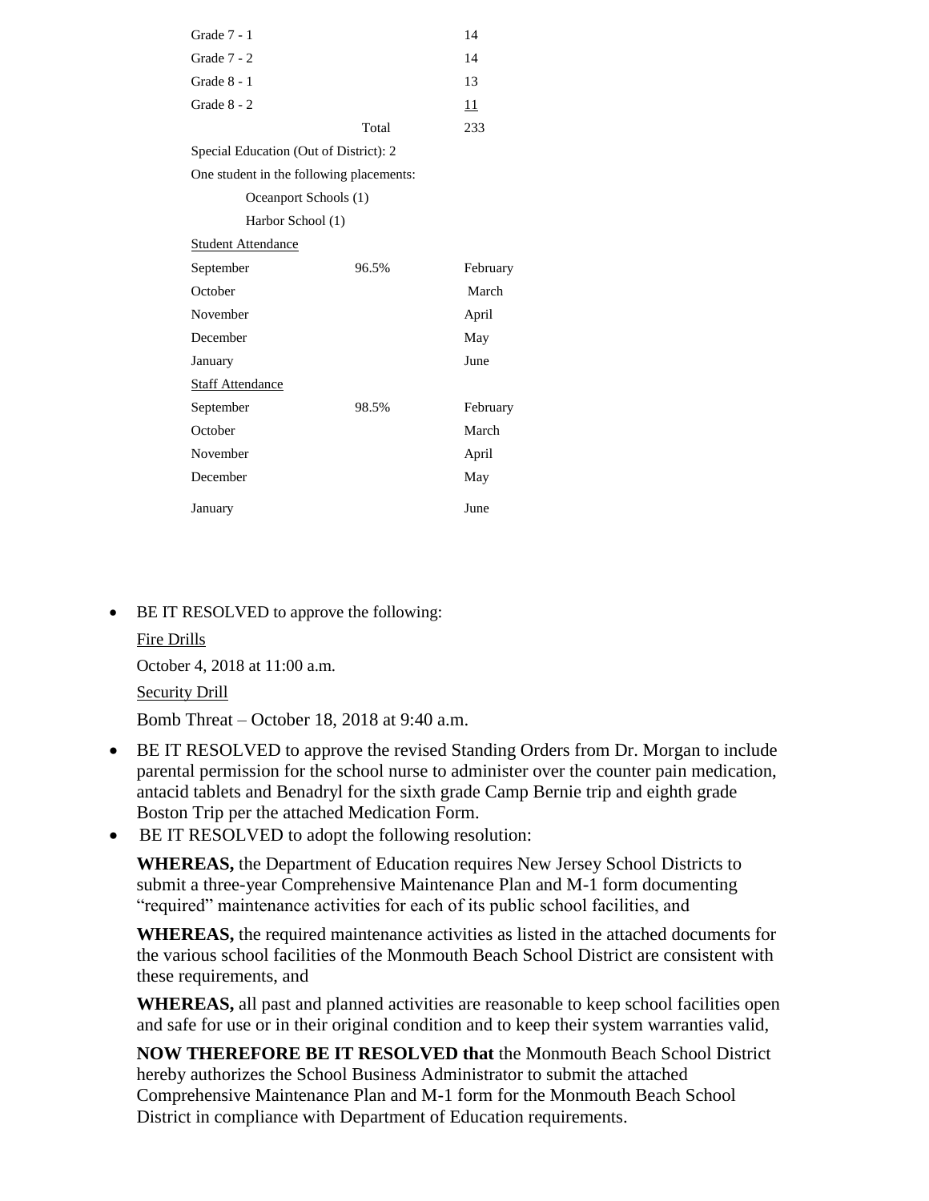| | | |
|---|---|---|
| Grade 7 - 1 | | 14 |
| Grade 7 - 2 | | 14 |
| Grade 8 - 1 | | 13 |
| Grade 8 - 2 | | <u>11</u> |
| | Total | 233 |

Special Education (Out of District): 2

One student in the following placements:

Oceanport Schools (1)

Harbor School (1)

<u>Student Attendance</u>

| | | |
|---|---|---|
| September | 96.5% | February |
| October | | March |
| November | | April |
| December | | May |
| January | | June |

<u>Staff Attendance</u>

| | | |
|---|---|---|
| September | 98.5% | February |
| October | | March |
| November | | April |
| December | | May |
| January | | June |

- BE IT RESOLVED to approve the following:

  <u>Fire Drills</u>

  October 4, 2018 at 11:00 a.m.

  <u>Security Drill</u>

  Bomb Threat – October 18, 2018 at 9:40 a.m.

- BE IT RESOLVED to approve the revised Standing Orders from Dr. Morgan to include parental permission for the school nurse to administer over the counter pain medication, antacid tablets and Benadryl for the sixth grade Camp Bernie trip and eighth grade Boston Trip per the attached Medication Form.
- BE IT RESOLVED to adopt the following resolution:

  **WHEREAS,** the Department of Education requires New Jersey School Districts to submit a three-year Comprehensive Maintenance Plan and M-1 form documenting "required" maintenance activities for each of its public school facilities, and

  **WHEREAS,** the required maintenance activities as listed in the attached documents for the various school facilities of the Monmouth Beach School District are consistent with these requirements, and

  **WHEREAS,** all past and planned activities are reasonable to keep school facilities open and safe for use or in their original condition and to keep their system warranties valid,

  **NOW THEREFORE BE IT RESOLVED that** the Monmouth Beach School District hereby authorizes the School Business Administrator to submit the attached Comprehensive Maintenance Plan and M-1 form for the Monmouth Beach School District in compliance with Department of Education requirements.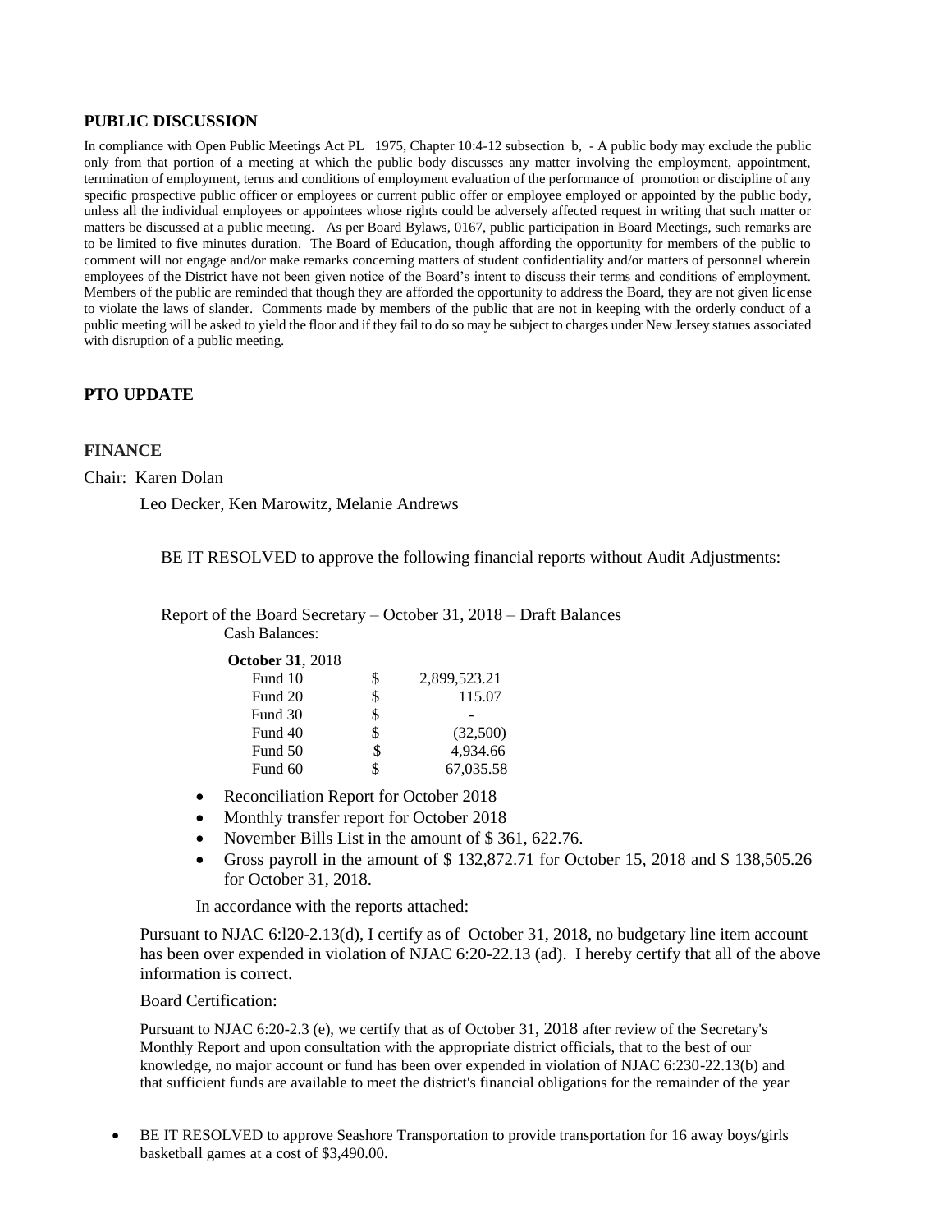## PUBLIC DISCUSSION

In compliance with Open Public Meetings Act PL 1975, Chapter 10:4-12 subsection b, - A public body may exclude the public only from that portion of a meeting at which the public body discusses any matter involving the employment, appointment, termination of employment, terms and conditions of employment evaluation of the performance of promotion or discipline of any specific prospective public officer or employees or current public offer or employee employed or appointed by the public body, unless all the individual employees or appointees whose rights could be adversely affected request in writing that such matter or matters be discussed at a public meeting. As per Board Bylaws, 0167, public participation in Board Meetings, such remarks are to be limited to five minutes duration. The Board of Education, though affording the opportunity for members of the public to comment will not engage and/or make remarks concerning matters of student confidentiality and/or matters of personnel wherein employees of the District have not been given notice of the Board's intent to discuss their terms and conditions of employment. Members of the public are reminded that though they are afforded the opportunity to address the Board, they are not given license to violate the laws of slander. Comments made by members of the public that are not in keeping with the orderly conduct of a public meeting will be asked to yield the floor and if they fail to do so may be subject to charges under New Jersey statues associated with disruption of a public meeting.

## PTO UPDATE

## FINANCE

Chair: Karen Dolan

Leo Decker, Ken Marowitz, Melanie Andrews

BE IT RESOLVED to approve the following financial reports without Audit Adjustments:

Report of the Board Secretary – October 31, 2018 – Draft Balances

Cash Balances:

| **October 31**, 2018 | | |
|---|---|---|
| Fund 10 | $ | 2,899,523.21 |
| Fund 20 | $ | 115.07 |
| Fund 30 | $ | - |
| Fund 40 | $ | (32,500) |
| Fund 50 | $ | 4,934.66 |
| Fund 60 | $ | 67,035.58 |

- Reconciliation Report for October 2018
- Monthly transfer report for October 2018
- November Bills List in the amount of $ 361, 622.76.
- Gross payroll in the amount of $ 132,872.71 for October 15, 2018 and $ 138,505.26 for October 31, 2018.

In accordance with the reports attached:

Pursuant to NJAC 6:l20-2.13(d), I certify as of October 31, 2018, no budgetary line item account has been over expended in violation of NJAC 6:20-22.13 (ad). I hereby certify that all of the above information is correct.

Board Certification:

Pursuant to NJAC 6:20-2.3 (e), we certify that as of October 31, 2018 after review of the Secretary's Monthly Report and upon consultation with the appropriate district officials, that to the best of our knowledge, no major account or fund has been over expended in violation of NJAC 6:230-22.13(b) and that sufficient funds are available to meet the district's financial obligations for the remainder of the year

- BE IT RESOLVED to approve Seashore Transportation to provide transportation for 16 away boys/girls basketball games at a cost of $3,490.00.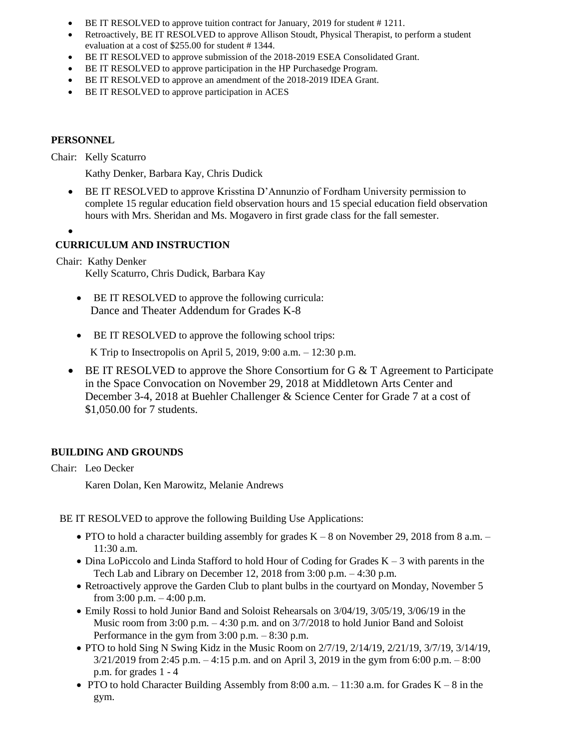- BE IT RESOLVED to approve tuition contract for January, 2019 for student # 1211.
- Retroactively, BE IT RESOLVED to approve Allison Stoudt, Physical Therapist, to perform a student evaluation at a cost of $255.00 for student # 1344.
- BE IT RESOLVED to approve submission of the 2018-2019 ESEA Consolidated Grant.
- BE IT RESOLVED to approve participation in the HP Purchasedge Program.
- BE IT RESOLVED to approve an amendment of the 2018-2019 IDEA Grant.
- BE IT RESOLVED to approve participation in ACES

**PERSONNEL**

Chair: Kelly Scaturro

Kathy Denker, Barbara Kay, Chris Dudick

- BE IT RESOLVED to approve Krisstina D'Annunzio of Fordham University permission to complete 15 regular education field observation hours and 15 special education field observation hours with Mrs. Sheridan and Ms. Mogavero in first grade class for the fall semester.
-

**CURRICULUM AND INSTRUCTION**

Chair: Kathy Denker
Kelly Scaturro, Chris Dudick, Barbara Kay

- BE IT RESOLVED to approve the following curricula:
  Dance and Theater Addendum for Grades K-8

- BE IT RESOLVED to approve the following school trips:

  K Trip to Insectropolis on April 5, 2019, 9:00 a.m. – 12:30 p.m.

- BE IT RESOLVED to approve the Shore Consortium for G & T Agreement to Participate in the Space Convocation on November 29, 2018 at Middletown Arts Center and December 3-4, 2018 at Buehler Challenger & Science Center for Grade 7 at a cost of $1,050.00 for 7 students.

**BUILDING AND GROUNDS**

Chair: Leo Decker

Karen Dolan, Ken Marowitz, Melanie Andrews

BE IT RESOLVED to approve the following Building Use Applications:

- PTO to hold a character building assembly for grades K – 8 on November 29, 2018 from 8 a.m. – 11:30 a.m.
- Dina LoPiccolo and Linda Stafford to hold Hour of Coding for Grades K – 3 with parents in the Tech Lab and Library on December 12, 2018 from 3:00 p.m. – 4:30 p.m.
- Retroactively approve the Garden Club to plant bulbs in the courtyard on Monday, November 5 from 3:00 p.m. – 4:00 p.m.
- Emily Rossi to hold Junior Band and Soloist Rehearsals on 3/04/19, 3/05/19, 3/06/19 in the Music room from 3:00 p.m. – 4:30 p.m. and on 3/7/2018 to hold Junior Band and Soloist Performance in the gym from 3:00 p.m. – 8:30 p.m.
- PTO to hold Sing N Swing Kidz in the Music Room on 2/7/19, 2/14/19, 2/21/19, 3/7/19, 3/14/19, 3/21/2019 from 2:45 p.m. – 4:15 p.m. and on April 3, 2019 in the gym from 6:00 p.m. – 8:00 p.m. for grades 1 - 4
- PTO to hold Character Building Assembly from 8:00 a.m. – 11:30 a.m. for Grades K – 8 in the gym.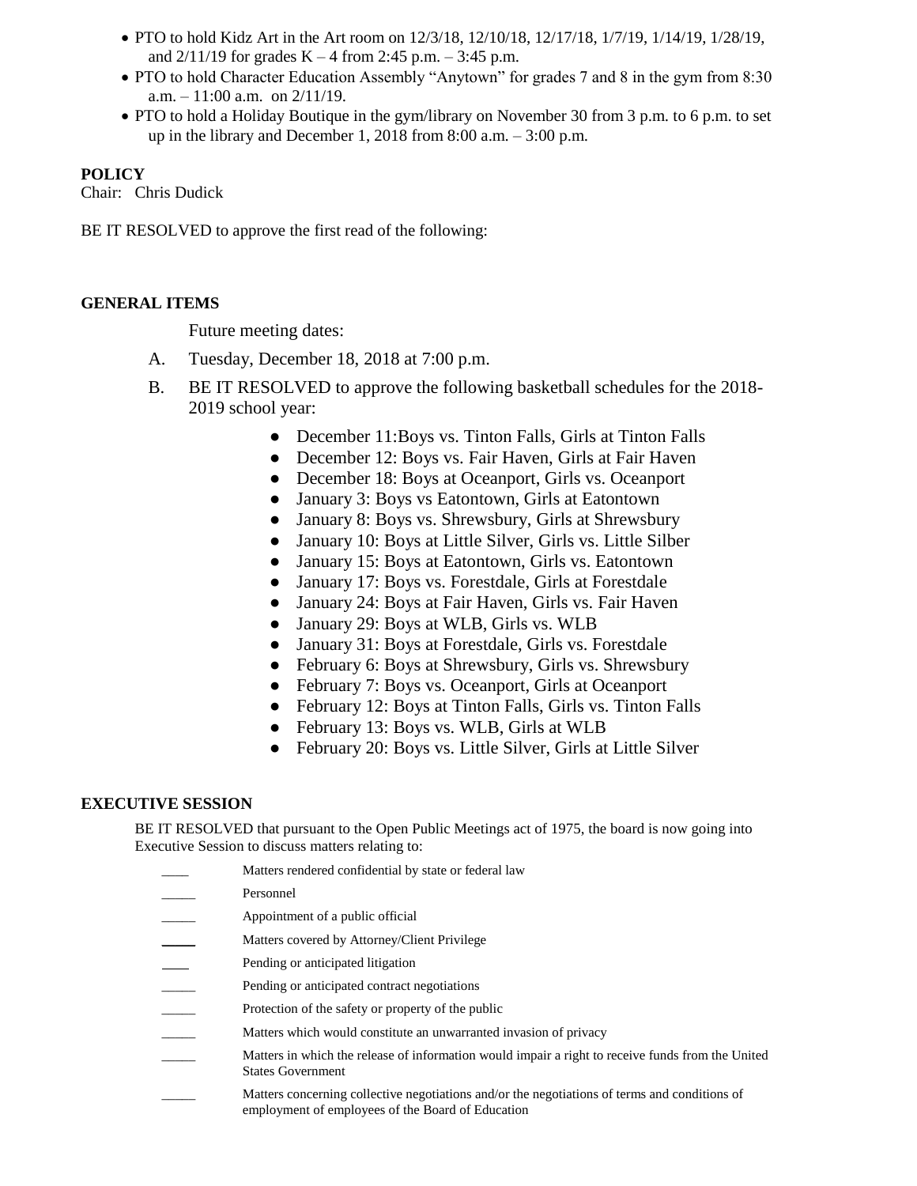- PTO to hold Kidz Art in the Art room on 12/3/18, 12/10/18, 12/17/18, 1/7/19, 1/14/19, 1/28/19, and 2/11/19 for grades K – 4 from 2:45 p.m. – 3:45 p.m.
- PTO to hold Character Education Assembly "Anytown" for grades 7 and 8 in the gym from 8:30 a.m. – 11:00 a.m. on 2/11/19.
- PTO to hold a Holiday Boutique in the gym/library on November 30 from 3 p.m. to 6 p.m. to set up in the library and December 1, 2018 from 8:00 a.m. – 3:00 p.m.

**POLICY**

Chair: Chris Dudick

BE IT RESOLVED to approve the first read of the following:

**GENERAL ITEMS**

Future meeting dates:

A. Tuesday, December 18, 2018 at 7:00 p.m.

B. BE IT RESOLVED to approve the following basketball schedules for the 2018-2019 school year:

- December 11:Boys vs. Tinton Falls, Girls at Tinton Falls
- December 12: Boys vs. Fair Haven, Girls at Fair Haven
- December 18: Boys at Oceanport, Girls vs. Oceanport
- January 3: Boys vs Eatontown, Girls at Eatontown
- January 8: Boys vs. Shrewsbury, Girls at Shrewsbury
- January 10: Boys at Little Silver, Girls vs. Little Silber
- January 15: Boys at Eatontown, Girls vs. Eatontown
- January 17: Boys vs. Forestdale, Girls at Forestdale
- January 24: Boys at Fair Haven, Girls vs. Fair Haven
- January 29: Boys at WLB, Girls vs. WLB
- January 31: Boys at Forestdale, Girls vs. Forestdale
- February 6: Boys at Shrewsbury, Girls vs. Shrewsbury
- February 7: Boys vs. Oceanport, Girls at Oceanport
- February 12: Boys at Tinton Falls, Girls vs. Tinton Falls
- February 13: Boys vs. WLB, Girls at WLB
- February 20: Boys vs. Little Silver, Girls at Little Silver

**EXECUTIVE SESSION**

BE IT RESOLVED that pursuant to the Open Public Meetings act of 1975, the board is now going into Executive Session to discuss matters relating to:

____ Matters rendered confidential by state or federal law

_____ Personnel

_____ Appointment of a public official

_____ Matters covered by Attorney/Client Privilege

____ Pending or anticipated litigation

_____ Pending or anticipated contract negotiations

_____ Protection of the safety or property of the public

_____ Matters which would constitute an unwarranted invasion of privacy

_____ Matters in which the release of information would impair a right to receive funds from the United States Government

_____ Matters concerning collective negotiations and/or the negotiations of terms and conditions of employment of employees of the Board of Education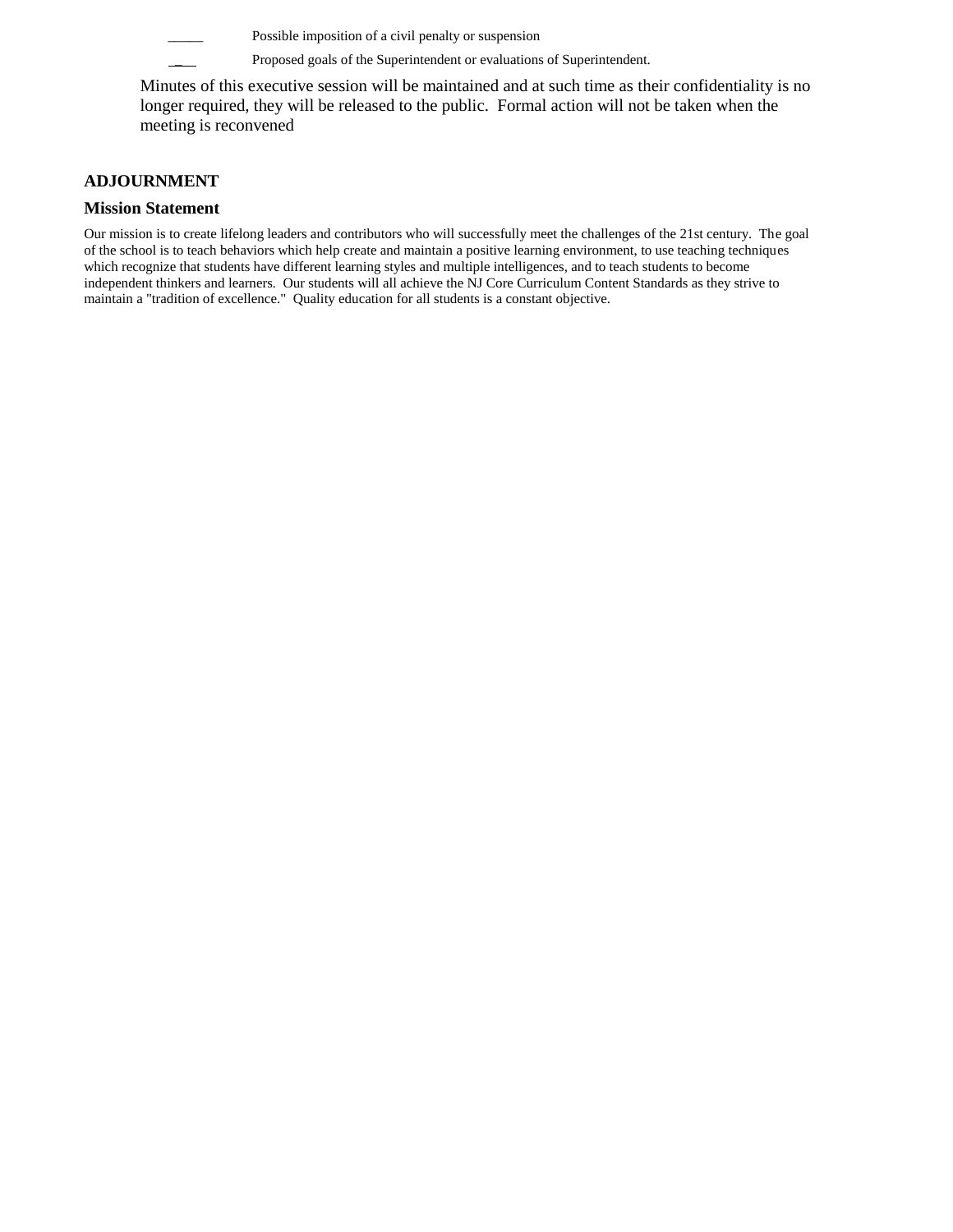_____ Possible imposition of a civil penalty or suspension

_x__ Proposed goals of the Superintendent or evaluations of Superintendent.

Minutes of this executive session will be maintained and at such time as their confidentiality is no longer required, they will be released to the public. Formal action will not be taken when the meeting is reconvened

**ADJOURNMENT**

**Mission Statement**

Our mission is to create lifelong leaders and contributors who will successfully meet the challenges of the 21st century. The goal of the school is to teach behaviors which help create and maintain a positive learning environment, to use teaching techniques which recognize that students have different learning styles and multiple intelligences, and to teach students to become independent thinkers and learners. Our students will all achieve the NJ Core Curriculum Content Standards as they strive to maintain a "tradition of excellence." Quality education for all students is a constant objective.